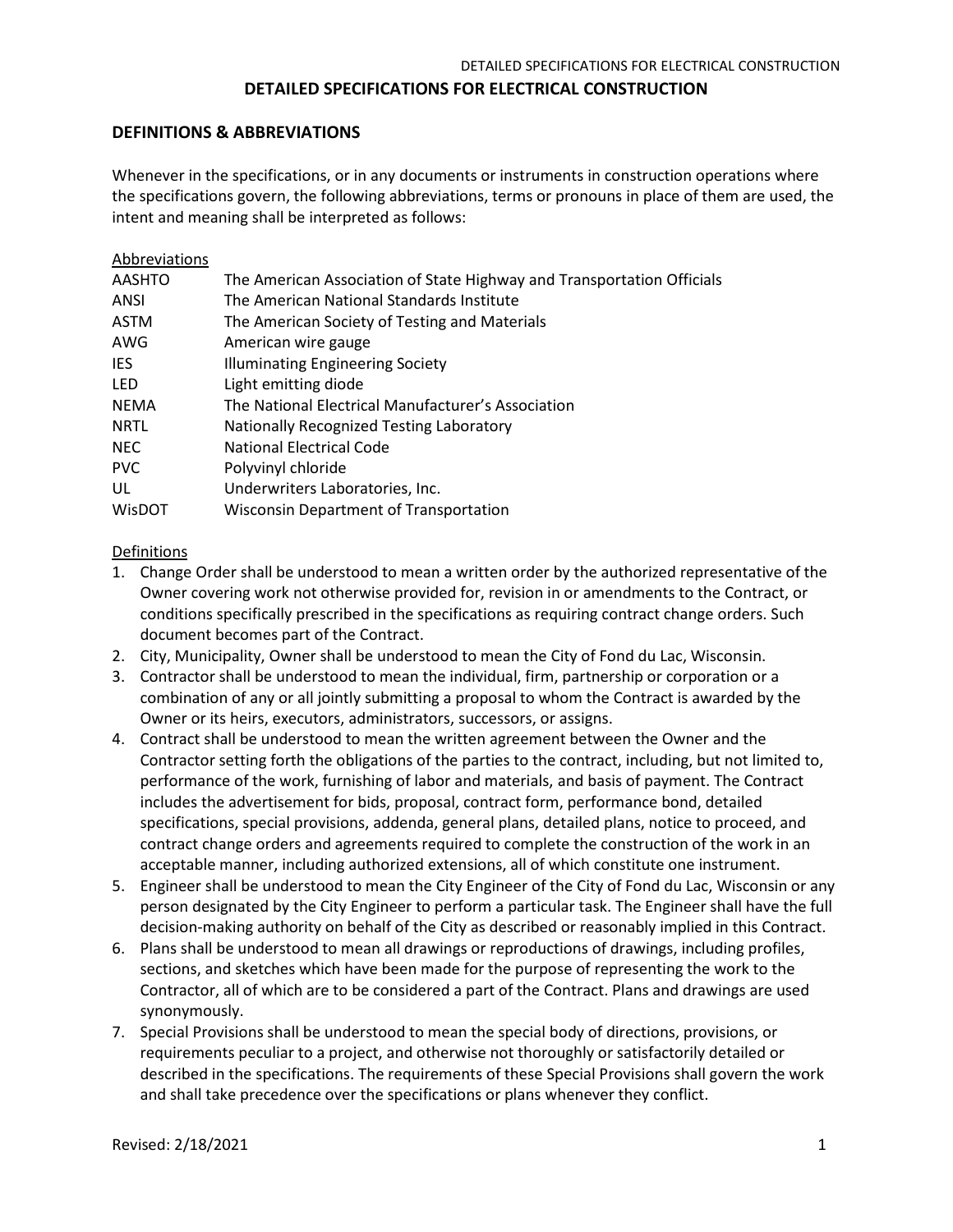# DETAILED SPECIFICATIONS FOR ELECTRICAL CONSTRUCTION

## DEFINITIONS & ABBREVIATIONS

Whenever in the specifications, or in any documents or instruments in construction operations where the specifications govern, the following abbreviations, terms or pronouns in place of them are used, the intent and meaning shall be interpreted as follows:

<u>Abbreviations</u>

| | |
|---|---|
| AASHTO | The American Association of State Highway and Transportation Officials |
| ANSI | The American National Standards Institute |
| ASTM | The American Society of Testing and Materials |
| AWG | American wire gauge |
| IES | Illuminating Engineering Society |
| LED | Light emitting diode |
| NEMA | The National Electrical Manufacturer's Association |
| NRTL | Nationally Recognized Testing Laboratory |
| NEC | National Electrical Code |
| PVC | Polyvinyl chloride |
| UL | Underwriters Laboratories, Inc. |
| WisDOT | Wisconsin Department of Transportation |

<u>Definitions</u>

1. Change Order shall be understood to mean a written order by the authorized representative of the Owner covering work not otherwise provided for, revision in or amendments to the Contract, or conditions specifically prescribed in the specifications as requiring contract change orders. Such document becomes part of the Contract.
2. City, Municipality, Owner shall be understood to mean the City of Fond du Lac, Wisconsin.
3. Contractor shall be understood to mean the individual, firm, partnership or corporation or a combination of any or all jointly submitting a proposal to whom the Contract is awarded by the Owner or its heirs, executors, administrators, successors, or assigns.
4. Contract shall be understood to mean the written agreement between the Owner and the Contractor setting forth the obligations of the parties to the contract, including, but not limited to, performance of the work, furnishing of labor and materials, and basis of payment. The Contract includes the advertisement for bids, proposal, contract form, performance bond, detailed specifications, special provisions, addenda, general plans, detailed plans, notice to proceed, and contract change orders and agreements required to complete the construction of the work in an acceptable manner, including authorized extensions, all of which constitute one instrument.
5. Engineer shall be understood to mean the City Engineer of the City of Fond du Lac, Wisconsin or any person designated by the City Engineer to perform a particular task. The Engineer shall have the full decision-making authority on behalf of the City as described or reasonably implied in this Contract.
6. Plans shall be understood to mean all drawings or reproductions of drawings, including profiles, sections, and sketches which have been made for the purpose of representing the work to the Contractor, all of which are to be considered a part of the Contract. Plans and drawings are used synonymously.
7. Special Provisions shall be understood to mean the special body of directions, provisions, or requirements peculiar to a project, and otherwise not thoroughly or satisfactorily detailed or described in the specifications. The requirements of these Special Provisions shall govern the work and shall take precedence over the specifications or plans whenever they conflict.

Revised: 2/18/2021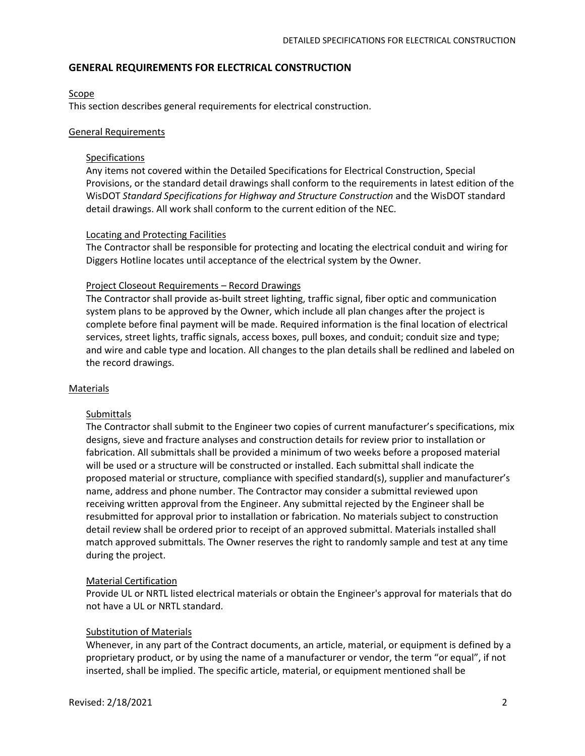## GENERAL REQUIREMENTS FOR ELECTRICAL CONSTRUCTION

### Scope

This section describes general requirements for electrical construction.

### General Requirements

#### Specifications

Any items not covered within the Detailed Specifications for Electrical Construction, Special Provisions, or the standard detail drawings shall conform to the requirements in latest edition of the WisDOT *Standard Specifications for Highway and Structure Construction* and the WisDOT standard detail drawings. All work shall conform to the current edition of the NEC.

#### Locating and Protecting Facilities

The Contractor shall be responsible for protecting and locating the electrical conduit and wiring for Diggers Hotline locates until acceptance of the electrical system by the Owner.

#### Project Closeout Requirements – Record Drawings

The Contractor shall provide as-built street lighting, traffic signal, fiber optic and communication system plans to be approved by the Owner, which include all plan changes after the project is complete before final payment will be made. Required information is the final location of electrical services, street lights, traffic signals, access boxes, pull boxes, and conduit; conduit size and type; and wire and cable type and location. All changes to the plan details shall be redlined and labeled on the record drawings.

### Materials

#### Submittals

The Contractor shall submit to the Engineer two copies of current manufacturer's specifications, mix designs, sieve and fracture analyses and construction details for review prior to installation or fabrication. All submittals shall be provided a minimum of two weeks before a proposed material will be used or a structure will be constructed or installed. Each submittal shall indicate the proposed material or structure, compliance with specified standard(s), supplier and manufacturer's name, address and phone number. The Contractor may consider a submittal reviewed upon receiving written approval from the Engineer. Any submittal rejected by the Engineer shall be resubmitted for approval prior to installation or fabrication. No materials subject to construction detail review shall be ordered prior to receipt of an approved submittal. Materials installed shall match approved submittals. The Owner reserves the right to randomly sample and test at any time during the project.

#### Material Certification

Provide UL or NRTL listed electrical materials or obtain the Engineer's approval for materials that do not have a UL or NRTL standard.

#### Substitution of Materials

Whenever, in any part of the Contract documents, an article, material, or equipment is defined by a proprietary product, or by using the name of a manufacturer or vendor, the term "or equal", if not inserted, shall be implied. The specific article, material, or equipment mentioned shall be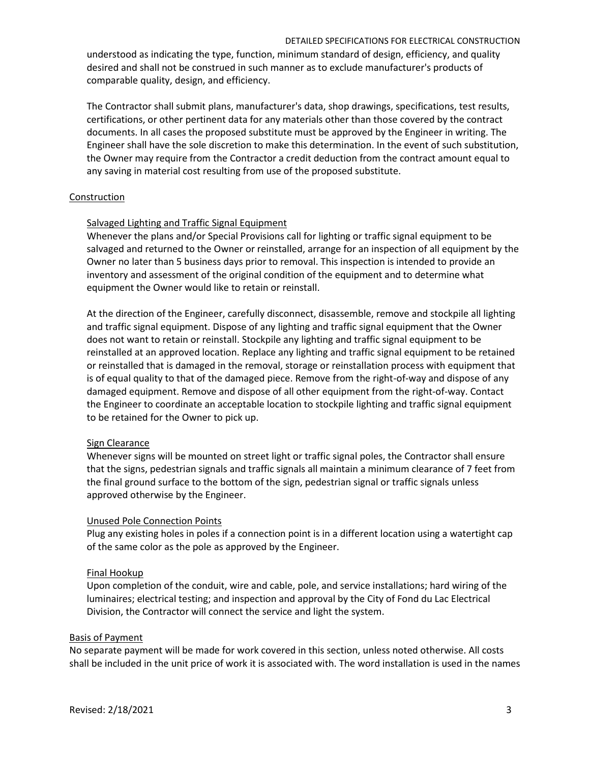understood as indicating the type, function, minimum standard of design, efficiency, and quality desired and shall not be construed in such manner as to exclude manufacturer's products of comparable quality, design, and efficiency.

The Contractor shall submit plans, manufacturer's data, shop drawings, specifications, test results, certifications, or other pertinent data for any materials other than those covered by the contract documents. In all cases the proposed substitute must be approved by the Engineer in writing. The Engineer shall have the sole discretion to make this determination. In the event of such substitution, the Owner may require from the Contractor a credit deduction from the contract amount equal to any saving in material cost resulting from use of the proposed substitute.

## Construction

### Salvaged Lighting and Traffic Signal Equipment

Whenever the plans and/or Special Provisions call for lighting or traffic signal equipment to be salvaged and returned to the Owner or reinstalled, arrange for an inspection of all equipment by the Owner no later than 5 business days prior to removal. This inspection is intended to provide an inventory and assessment of the original condition of the equipment and to determine what equipment the Owner would like to retain or reinstall.

At the direction of the Engineer, carefully disconnect, disassemble, remove and stockpile all lighting and traffic signal equipment. Dispose of any lighting and traffic signal equipment that the Owner does not want to retain or reinstall. Stockpile any lighting and traffic signal equipment to be reinstalled at an approved location. Replace any lighting and traffic signal equipment to be retained or reinstalled that is damaged in the removal, storage or reinstallation process with equipment that is of equal quality to that of the damaged piece. Remove from the right-of-way and dispose of any damaged equipment. Remove and dispose of all other equipment from the right-of-way. Contact the Engineer to coordinate an acceptable location to stockpile lighting and traffic signal equipment to be retained for the Owner to pick up.

### Sign Clearance

Whenever signs will be mounted on street light or traffic signal poles, the Contractor shall ensure that the signs, pedestrian signals and traffic signals all maintain a minimum clearance of 7 feet from the final ground surface to the bottom of the sign, pedestrian signal or traffic signals unless approved otherwise by the Engineer.

### Unused Pole Connection Points

Plug any existing holes in poles if a connection point is in a different location using a watertight cap of the same color as the pole as approved by the Engineer.

### Final Hookup

Upon completion of the conduit, wire and cable, pole, and service installations; hard wiring of the luminaires; electrical testing; and inspection and approval by the City of Fond du Lac Electrical Division, the Contractor will connect the service and light the system.

## Basis of Payment

No separate payment will be made for work covered in this section, unless noted otherwise. All costs shall be included in the unit price of work it is associated with. The word installation is used in the names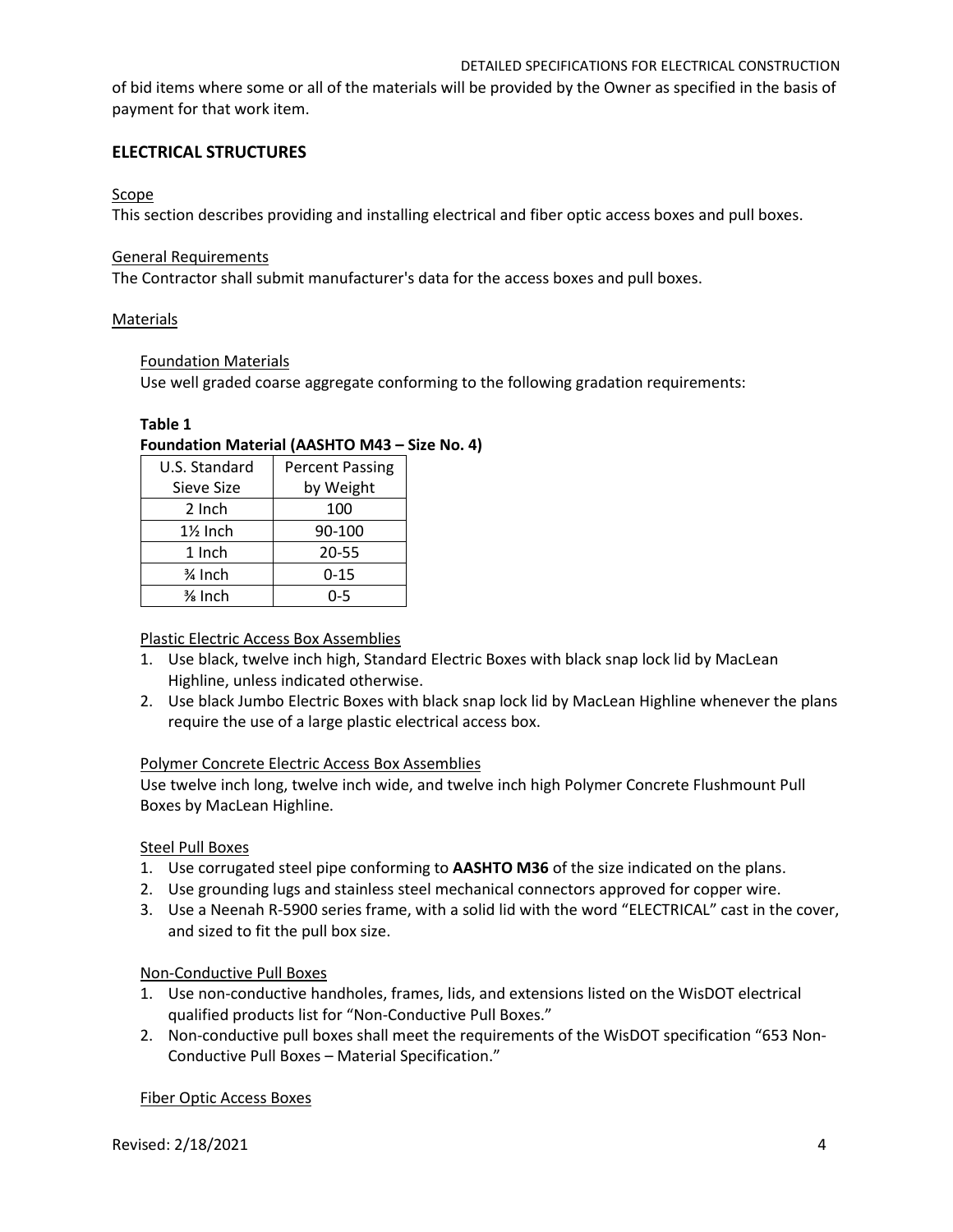of bid items where some or all of the materials will be provided by the Owner as specified in the basis of payment for that work item.

## ELECTRICAL STRUCTURES

### Scope

This section describes providing and installing electrical and fiber optic access boxes and pull boxes.

### General Requirements

The Contractor shall submit manufacturer's data for the access boxes and pull boxes.

### Materials

#### Foundation Materials

Use well graded coarse aggregate conforming to the following gradation requirements:

**Table 1**
**Foundation Material (AASHTO M43 – Size No. 4)**

| U.S. Standard Sieve Size | Percent Passing by Weight |
|---|---|
| 2 Inch | 100 |
| 1½ Inch | 90-100 |
| 1 Inch | 20-55 |
| ¾ Inch | 0-15 |
| ⅜ Inch | 0-5 |

#### Plastic Electric Access Box Assemblies

1. Use black, twelve inch high, Standard Electric Boxes with black snap lock lid by MacLean Highline, unless indicated otherwise.
2. Use black Jumbo Electric Boxes with black snap lock lid by MacLean Highline whenever the plans require the use of a large plastic electrical access box.

#### Polymer Concrete Electric Access Box Assemblies

Use twelve inch long, twelve inch wide, and twelve inch high Polymer Concrete Flushmount Pull Boxes by MacLean Highline.

#### Steel Pull Boxes

1. Use corrugated steel pipe conforming to **AASHTO M36** of the size indicated on the plans.
2. Use grounding lugs and stainless steel mechanical connectors approved for copper wire.
3. Use a Neenah R-5900 series frame, with a solid lid with the word "ELECTRICAL" cast in the cover, and sized to fit the pull box size.

#### Non-Conductive Pull Boxes

1. Use non-conductive handholes, frames, lids, and extensions listed on the WisDOT electrical qualified products list for "Non-Conductive Pull Boxes."
2. Non-conductive pull boxes shall meet the requirements of the WisDOT specification "653 Non-Conductive Pull Boxes – Material Specification."

#### Fiber Optic Access Boxes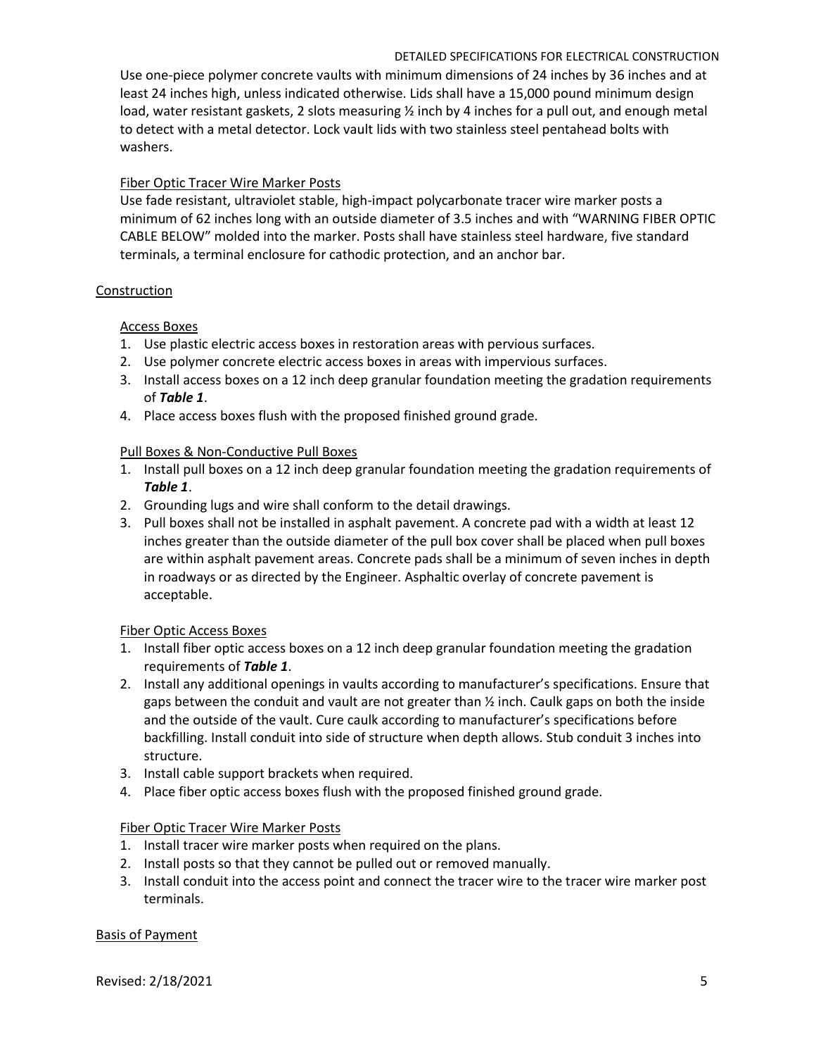Use one-piece polymer concrete vaults with minimum dimensions of 24 inches by 36 inches and at least 24 inches high, unless indicated otherwise. Lids shall have a 15,000 pound minimum design load, water resistant gaskets, 2 slots measuring ½ inch by 4 inches for a pull out, and enough metal to detect with a metal detector. Lock vault lids with two stainless steel pentahead bolts with washers.

Fiber Optic Tracer Wire Marker Posts

Use fade resistant, ultraviolet stable, high-impact polycarbonate tracer wire marker posts a minimum of 62 inches long with an outside diameter of 3.5 inches and with "WARNING FIBER OPTIC CABLE BELOW" molded into the marker. Posts shall have stainless steel hardware, five standard terminals, a terminal enclosure for cathodic protection, and an anchor bar.

## Construction

### Access Boxes

1. Use plastic electric access boxes in restoration areas with pervious surfaces.
2. Use polymer concrete electric access boxes in areas with impervious surfaces.
3. Install access boxes on a 12 inch deep granular foundation meeting the gradation requirements of ***Table 1***.
4. Place access boxes flush with the proposed finished ground grade.

### Pull Boxes & Non-Conductive Pull Boxes

1. Install pull boxes on a 12 inch deep granular foundation meeting the gradation requirements of ***Table 1***.
2. Grounding lugs and wire shall conform to the detail drawings.
3. Pull boxes shall not be installed in asphalt pavement. A concrete pad with a width at least 12 inches greater than the outside diameter of the pull box cover shall be placed when pull boxes are within asphalt pavement areas. Concrete pads shall be a minimum of seven inches in depth in roadways or as directed by the Engineer. Asphaltic overlay of concrete pavement is acceptable.

### Fiber Optic Access Boxes

1. Install fiber optic access boxes on a 12 inch deep granular foundation meeting the gradation requirements of ***Table 1***.
2. Install any additional openings in vaults according to manufacturer's specifications. Ensure that gaps between the conduit and vault are not greater than ½ inch. Caulk gaps on both the inside and the outside of the vault. Cure caulk according to manufacturer's specifications before backfilling. Install conduit into side of structure when depth allows. Stub conduit 3 inches into structure.
3. Install cable support brackets when required.
4. Place fiber optic access boxes flush with the proposed finished ground grade.

### Fiber Optic Tracer Wire Marker Posts

1. Install tracer wire marker posts when required on the plans.
2. Install posts so that they cannot be pulled out or removed manually.
3. Install conduit into the access point and connect the tracer wire to the tracer wire marker post terminals.

## Basis of Payment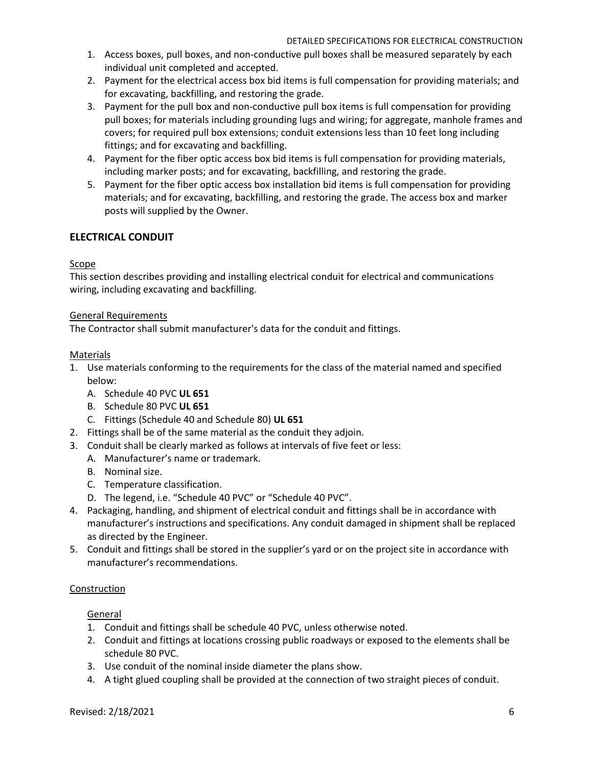1. Access boxes, pull boxes, and non-conductive pull boxes shall be measured separately by each individual unit completed and accepted.
2. Payment for the electrical access box bid items is full compensation for providing materials; and for excavating, backfilling, and restoring the grade.
3. Payment for the pull box and non-conductive pull box items is full compensation for providing pull boxes; for materials including grounding lugs and wiring; for aggregate, manhole frames and covers; for required pull box extensions; conduit extensions less than 10 feet long including fittings; and for excavating and backfilling.
4. Payment for the fiber optic access box bid items is full compensation for providing materials, including marker posts; and for excavating, backfilling, and restoring the grade.
5. Payment for the fiber optic access box installation bid items is full compensation for providing materials; and for excavating, backfilling, and restoring the grade. The access box and marker posts will supplied by the Owner.

## ELECTRICAL CONDUIT

<u>Scope</u>

This section describes providing and installing electrical conduit for electrical and communications wiring, including excavating and backfilling.

<u>General Requirements</u>

The Contractor shall submit manufacturer's data for the conduit and fittings.

<u>Materials</u>

1. Use materials conforming to the requirements for the class of the material named and specified below:
   A. Schedule 40 PVC **UL 651**
   B. Schedule 80 PVC **UL 651**
   C. Fittings (Schedule 40 and Schedule 80) **UL 651**
2. Fittings shall be of the same material as the conduit they adjoin.
3. Conduit shall be clearly marked as follows at intervals of five feet or less:
   A. Manufacturer's name or trademark.
   B. Nominal size.
   C. Temperature classification.
   D. The legend, i.e. "Schedule 40 PVC" or "Schedule 40 PVC".
4. Packaging, handling, and shipment of electrical conduit and fittings shall be in accordance with manufacturer's instructions and specifications. Any conduit damaged in shipment shall be replaced as directed by the Engineer.
5. Conduit and fittings shall be stored in the supplier's yard or on the project site in accordance with manufacturer's recommendations.

<u>Construction</u>

<u>General</u>

1. Conduit and fittings shall be schedule 40 PVC, unless otherwise noted.
2. Conduit and fittings at locations crossing public roadways or exposed to the elements shall be schedule 80 PVC.
3. Use conduit of the nominal inside diameter the plans show.
4. A tight glued coupling shall be provided at the connection of two straight pieces of conduit.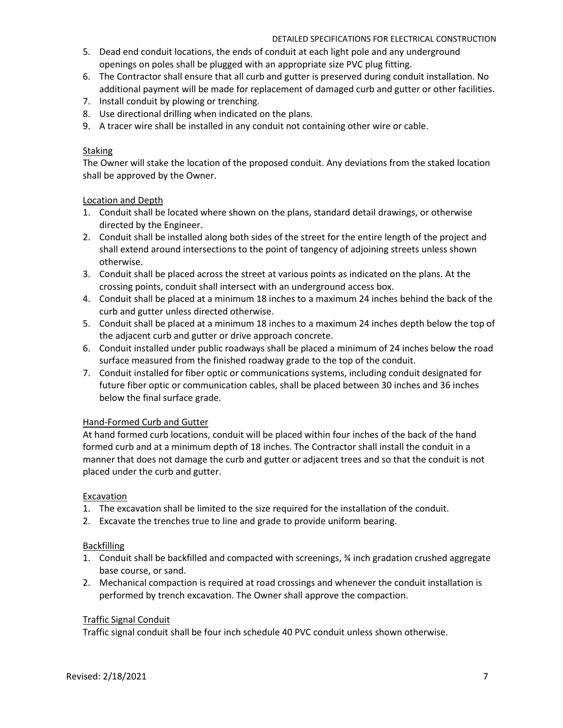5. Dead end conduit locations, the ends of conduit at each light pole and any underground openings on poles shall be plugged with an appropriate size PVC plug fitting.
6. The Contractor shall ensure that all curb and gutter is preserved during conduit installation. No additional payment will be made for replacement of damaged curb and gutter or other facilities.
7. Install conduit by plowing or trenching.
8. Use directional drilling when indicated on the plans.
9. A tracer wire shall be installed in any conduit not containing other wire or cable.

<u>Staking</u>

The Owner will stake the location of the proposed conduit. Any deviations from the staked location shall be approved by the Owner.

<u>Location and Depth</u>

1. Conduit shall be located where shown on the plans, standard detail drawings, or otherwise directed by the Engineer.
2. Conduit shall be installed along both sides of the street for the entire length of the project and shall extend around intersections to the point of tangency of adjoining streets unless shown otherwise.
3. Conduit shall be placed across the street at various points as indicated on the plans. At the crossing points, conduit shall intersect with an underground access box.
4. Conduit shall be placed at a minimum 18 inches to a maximum 24 inches behind the back of the curb and gutter unless directed otherwise.
5. Conduit shall be placed at a minimum 18 inches to a maximum 24 inches depth below the top of the adjacent curb and gutter or drive approach concrete.
6. Conduit installed under public roadways shall be placed a minimum of 24 inches below the road surface measured from the finished roadway grade to the top of the conduit.
7. Conduit installed for fiber optic or communications systems, including conduit designated for future fiber optic or communication cables, shall be placed between 30 inches and 36 inches below the final surface grade.

<u>Hand-Formed Curb and Gutter</u>

At hand formed curb locations, conduit will be placed within four inches of the back of the hand formed curb and at a minimum depth of 18 inches. The Contractor shall install the conduit in a manner that does not damage the curb and gutter or adjacent trees and so that the conduit is not placed under the curb and gutter.

<u>Excavation</u>

1. The excavation shall be limited to the size required for the installation of the conduit.
2. Excavate the trenches true to line and grade to provide uniform bearing.

<u>Backfilling</u>

1. Conduit shall be backfilled and compacted with screenings, ¾ inch gradation crushed aggregate base course, or sand.
2. Mechanical compaction is required at road crossings and whenever the conduit installation is performed by trench excavation. The Owner shall approve the compaction.

<u>Traffic Signal Conduit</u>

Traffic signal conduit shall be four inch schedule 40 PVC conduit unless shown otherwise.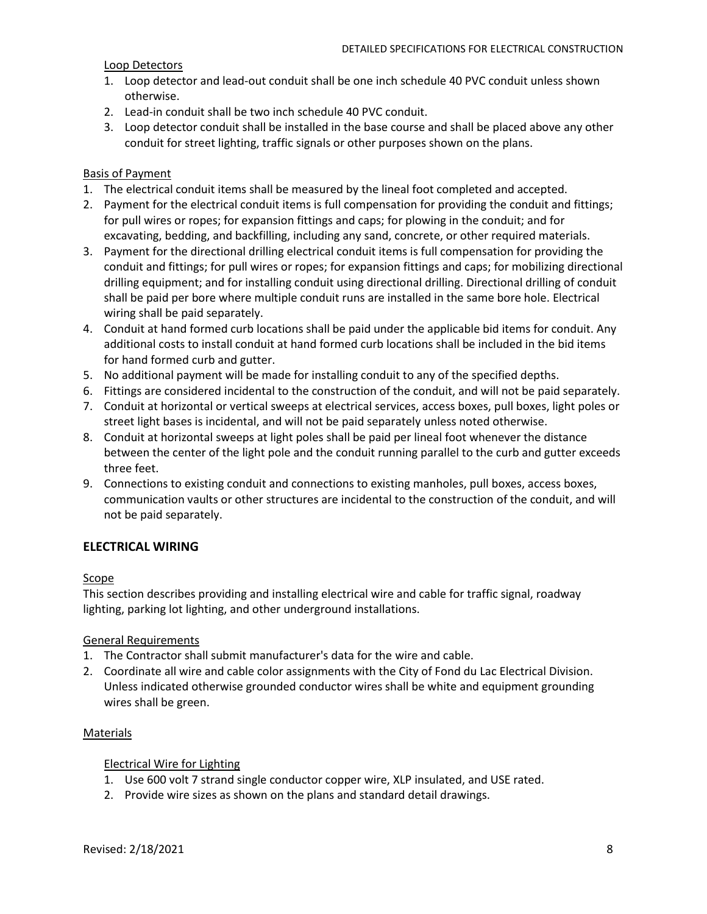Loop Detectors

1. Loop detector and lead-out conduit shall be one inch schedule 40 PVC conduit unless shown otherwise.
2. Lead-in conduit shall be two inch schedule 40 PVC conduit.
3. Loop detector conduit shall be installed in the base course and shall be placed above any other conduit for street lighting, traffic signals or other purposes shown on the plans.

Basis of Payment

1. The electrical conduit items shall be measured by the lineal foot completed and accepted.
2. Payment for the electrical conduit items is full compensation for providing the conduit and fittings; for pull wires or ropes; for expansion fittings and caps; for plowing in the conduit; and for excavating, bedding, and backfilling, including any sand, concrete, or other required materials.
3. Payment for the directional drilling electrical conduit items is full compensation for providing the conduit and fittings; for pull wires or ropes; for expansion fittings and caps; for mobilizing directional drilling equipment; and for installing conduit using directional drilling. Directional drilling of conduit shall be paid per bore where multiple conduit runs are installed in the same bore hole. Electrical wiring shall be paid separately.
4. Conduit at hand formed curb locations shall be paid under the applicable bid items for conduit. Any additional costs to install conduit at hand formed curb locations shall be included in the bid items for hand formed curb and gutter.
5. No additional payment will be made for installing conduit to any of the specified depths.
6. Fittings are considered incidental to the construction of the conduit, and will not be paid separately.
7. Conduit at horizontal or vertical sweeps at electrical services, access boxes, pull boxes, light poles or street light bases is incidental, and will not be paid separately unless noted otherwise.
8. Conduit at horizontal sweeps at light poles shall be paid per lineal foot whenever the distance between the center of the light pole and the conduit running parallel to the curb and gutter exceeds three feet.
9. Connections to existing conduit and connections to existing manholes, pull boxes, access boxes, communication vaults or other structures are incidental to the construction of the conduit, and will not be paid separately.

## ELECTRICAL WIRING

Scope

This section describes providing and installing electrical wire and cable for traffic signal, roadway lighting, parking lot lighting, and other underground installations.

General Requirements

1. The Contractor shall submit manufacturer's data for the wire and cable.
2. Coordinate all wire and cable color assignments with the City of Fond du Lac Electrical Division. Unless indicated otherwise grounded conductor wires shall be white and equipment grounding wires shall be green.

Materials

Electrical Wire for Lighting

1. Use 600 volt 7 strand single conductor copper wire, XLP insulated, and USE rated.
2. Provide wire sizes as shown on the plans and standard detail drawings.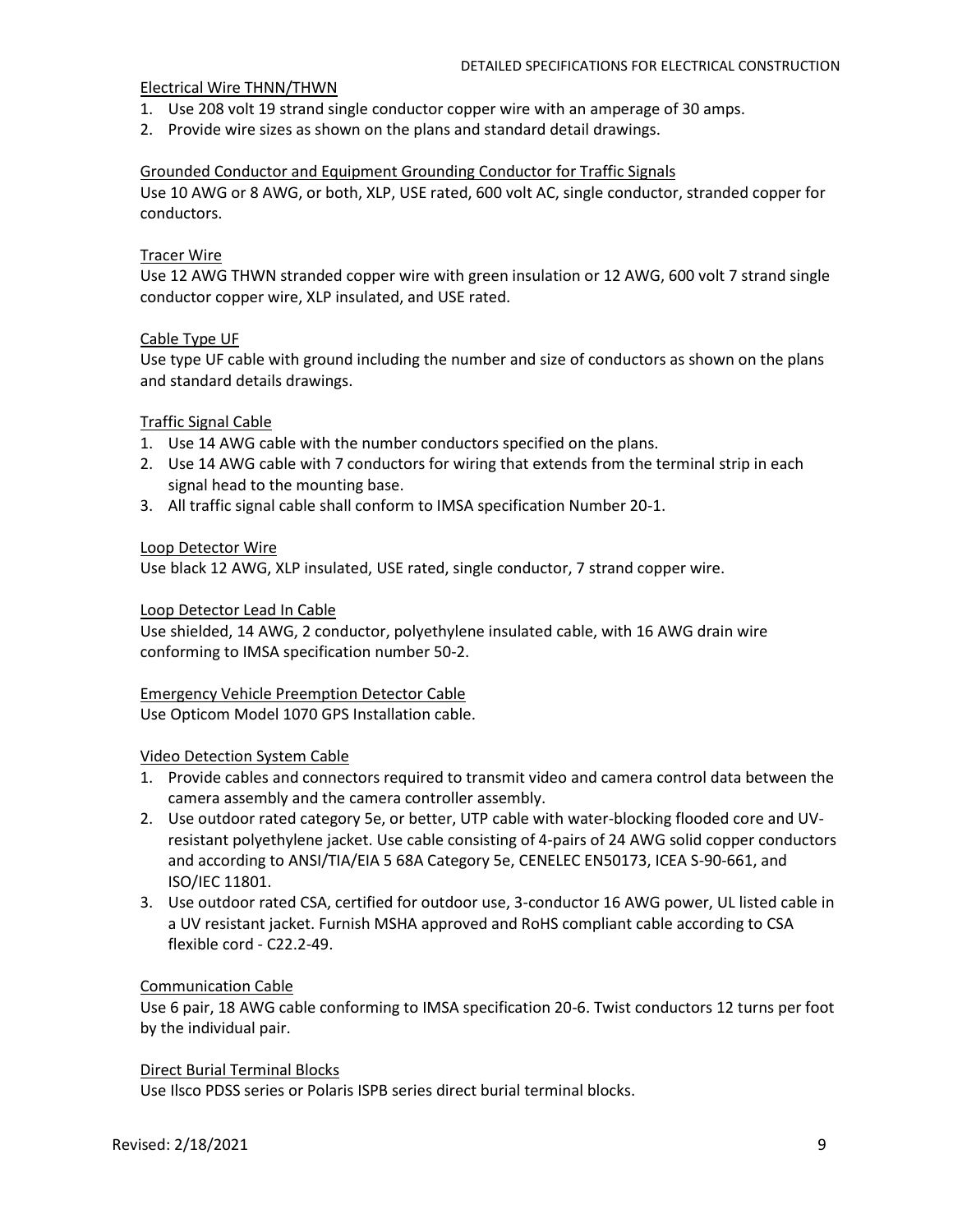Electrical Wire THNN/THWN

1. Use 208 volt 19 strand single conductor copper wire with an amperage of 30 amps.
2. Provide wire sizes as shown on the plans and standard detail drawings.

Grounded Conductor and Equipment Grounding Conductor for Traffic Signals

Use 10 AWG or 8 AWG, or both, XLP, USE rated, 600 volt AC, single conductor, stranded copper for conductors.

Tracer Wire

Use 12 AWG THWN stranded copper wire with green insulation or 12 AWG, 600 volt 7 strand single conductor copper wire, XLP insulated, and USE rated.

Cable Type UF

Use type UF cable with ground including the number and size of conductors as shown on the plans and standard details drawings.

Traffic Signal Cable

1. Use 14 AWG cable with the number conductors specified on the plans.
2. Use 14 AWG cable with 7 conductors for wiring that extends from the terminal strip in each signal head to the mounting base.
3. All traffic signal cable shall conform to IMSA specification Number 20-1.

Loop Detector Wire

Use black 12 AWG, XLP insulated, USE rated, single conductor, 7 strand copper wire.

Loop Detector Lead In Cable

Use shielded, 14 AWG, 2 conductor, polyethylene insulated cable, with 16 AWG drain wire conforming to IMSA specification number 50-2.

Emergency Vehicle Preemption Detector Cable

Use Opticom Model 1070 GPS Installation cable.

Video Detection System Cable

1. Provide cables and connectors required to transmit video and camera control data between the camera assembly and the camera controller assembly.
2. Use outdoor rated category 5e, or better, UTP cable with water-blocking flooded core and UV-resistant polyethylene jacket. Use cable consisting of 4-pairs of 24 AWG solid copper conductors and according to ANSI/TIA/EIA 5 68A Category 5e, CENELEC EN50173, ICEA S-90-661, and ISO/IEC 11801.
3. Use outdoor rated CSA, certified for outdoor use, 3-conductor 16 AWG power, UL listed cable in a UV resistant jacket. Furnish MSHA approved and RoHS compliant cable according to CSA flexible cord - C22.2-49.

Communication Cable

Use 6 pair, 18 AWG cable conforming to IMSA specification 20-6. Twist conductors 12 turns per foot by the individual pair.

Direct Burial Terminal Blocks

Use Ilsco PDSS series or Polaris ISPB series direct burial terminal blocks.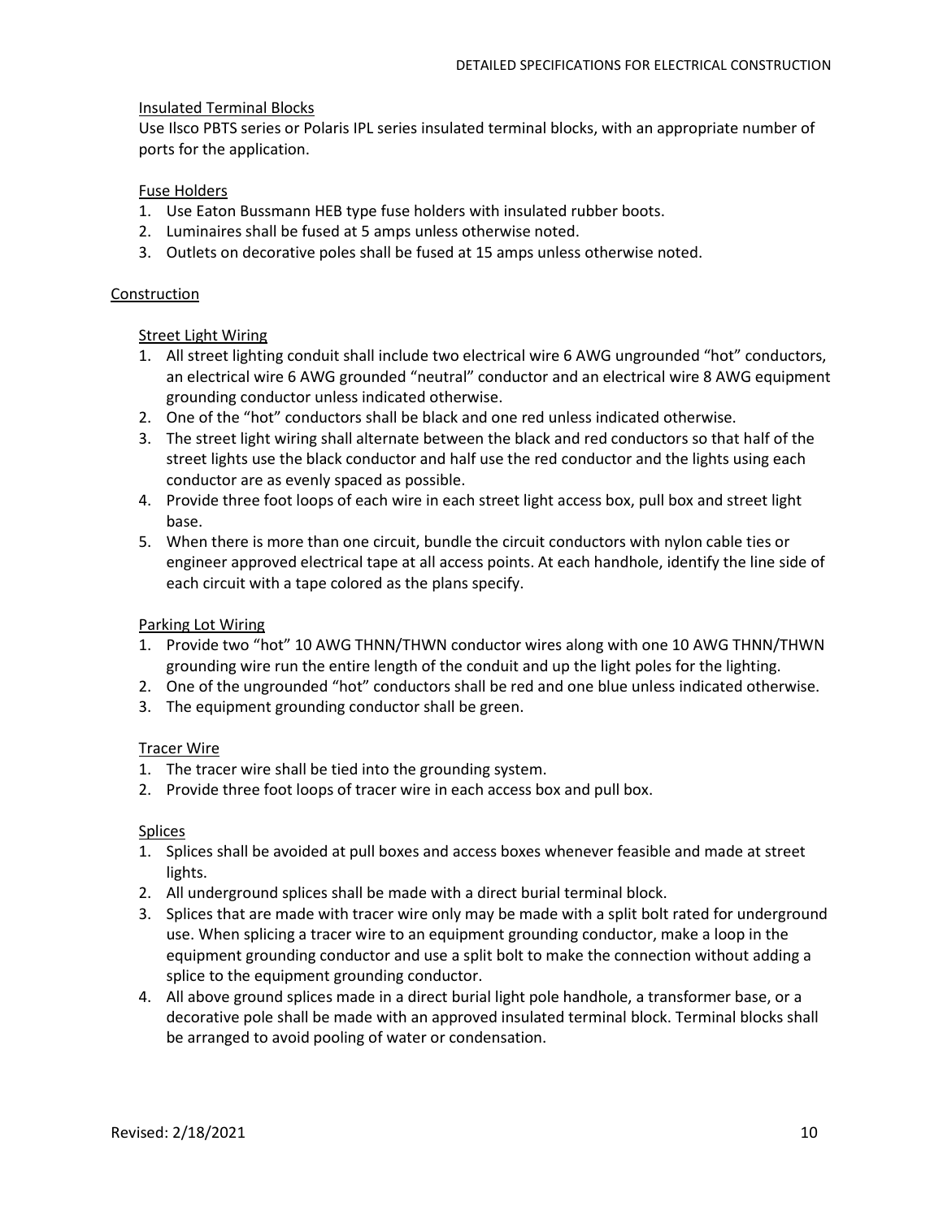### Insulated Terminal Blocks

Use Ilsco PBTS series or Polaris IPL series insulated terminal blocks, with an appropriate number of ports for the application.

### Fuse Holders

1. Use Eaton Bussmann HEB type fuse holders with insulated rubber boots.
2. Luminaires shall be fused at 5 amps unless otherwise noted.
3. Outlets on decorative poles shall be fused at 15 amps unless otherwise noted.

## Construction

### Street Light Wiring

1. All street lighting conduit shall include two electrical wire 6 AWG ungrounded "hot" conductors, an electrical wire 6 AWG grounded "neutral" conductor and an electrical wire 8 AWG equipment grounding conductor unless indicated otherwise.
2. One of the "hot" conductors shall be black and one red unless indicated otherwise.
3. The street light wiring shall alternate between the black and red conductors so that half of the street lights use the black conductor and half use the red conductor and the lights using each conductor are as evenly spaced as possible.
4. Provide three foot loops of each wire in each street light access box, pull box and street light base.
5. When there is more than one circuit, bundle the circuit conductors with nylon cable ties or engineer approved electrical tape at all access points. At each handhole, identify the line side of each circuit with a tape colored as the plans specify.

### Parking Lot Wiring

1. Provide two "hot" 10 AWG THNN/THWN conductor wires along with one 10 AWG THNN/THWN grounding wire run the entire length of the conduit and up the light poles for the lighting.
2. One of the ungrounded "hot" conductors shall be red and one blue unless indicated otherwise.
3. The equipment grounding conductor shall be green.

### Tracer Wire

1. The tracer wire shall be tied into the grounding system.
2. Provide three foot loops of tracer wire in each access box and pull box.

### Splices

1. Splices shall be avoided at pull boxes and access boxes whenever feasible and made at street lights.
2. All underground splices shall be made with a direct burial terminal block.
3. Splices that are made with tracer wire only may be made with a split bolt rated for underground use. When splicing a tracer wire to an equipment grounding conductor, make a loop in the equipment grounding conductor and use a split bolt to make the connection without adding a splice to the equipment grounding conductor.
4. All above ground splices made in a direct burial light pole handhole, a transformer base, or a decorative pole shall be made with an approved insulated terminal block. Terminal blocks shall be arranged to avoid pooling of water or condensation.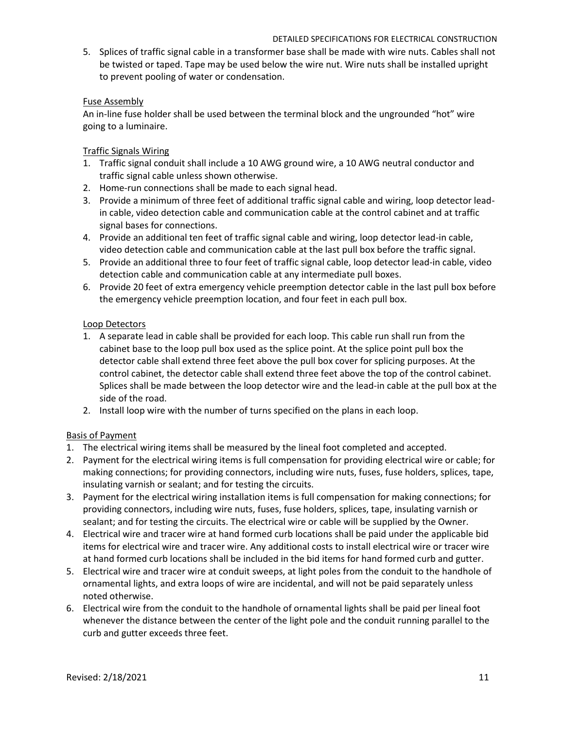5. Splices of traffic signal cable in a transformer base shall be made with wire nuts. Cables shall not be twisted or taped. Tape may be used below the wire nut. Wire nuts shall be installed upright to prevent pooling of water or condensation.

Fuse Assembly

An in-line fuse holder shall be used between the terminal block and the ungrounded "hot" wire going to a luminaire.

Traffic Signals Wiring

1. Traffic signal conduit shall include a 10 AWG ground wire, a 10 AWG neutral conductor and traffic signal cable unless shown otherwise.
2. Home-run connections shall be made to each signal head.
3. Provide a minimum of three feet of additional traffic signal cable and wiring, loop detector lead-in cable, video detection cable and communication cable at the control cabinet and at traffic signal bases for connections.
4. Provide an additional ten feet of traffic signal cable and wiring, loop detector lead-in cable, video detection cable and communication cable at the last pull box before the traffic signal.
5. Provide an additional three to four feet of traffic signal cable, loop detector lead-in cable, video detection cable and communication cable at any intermediate pull boxes.
6. Provide 20 feet of extra emergency vehicle preemption detector cable in the last pull box before the emergency vehicle preemption location, and four feet in each pull box.

Loop Detectors

1. A separate lead in cable shall be provided for each loop. This cable run shall run from the cabinet base to the loop pull box used as the splice point. At the splice point pull box the detector cable shall extend three feet above the pull box cover for splicing purposes. At the control cabinet, the detector cable shall extend three feet above the top of the control cabinet. Splices shall be made between the loop detector wire and the lead-in cable at the pull box at the side of the road.
2. Install loop wire with the number of turns specified on the plans in each loop.

Basis of Payment

1. The electrical wiring items shall be measured by the lineal foot completed and accepted.
2. Payment for the electrical wiring items is full compensation for providing electrical wire or cable; for making connections; for providing connectors, including wire nuts, fuses, fuse holders, splices, tape, insulating varnish or sealant; and for testing the circuits.
3. Payment for the electrical wiring installation items is full compensation for making connections; for providing connectors, including wire nuts, fuses, fuse holders, splices, tape, insulating varnish or sealant; and for testing the circuits. The electrical wire or cable will be supplied by the Owner.
4. Electrical wire and tracer wire at hand formed curb locations shall be paid under the applicable bid items for electrical wire and tracer wire. Any additional costs to install electrical wire or tracer wire at hand formed curb locations shall be included in the bid items for hand formed curb and gutter.
5. Electrical wire and tracer wire at conduit sweeps, at light poles from the conduit to the handhole of ornamental lights, and extra loops of wire are incidental, and will not be paid separately unless noted otherwise.
6. Electrical wire from the conduit to the handhole of ornamental lights shall be paid per lineal foot whenever the distance between the center of the light pole and the conduit running parallel to the curb and gutter exceeds three feet.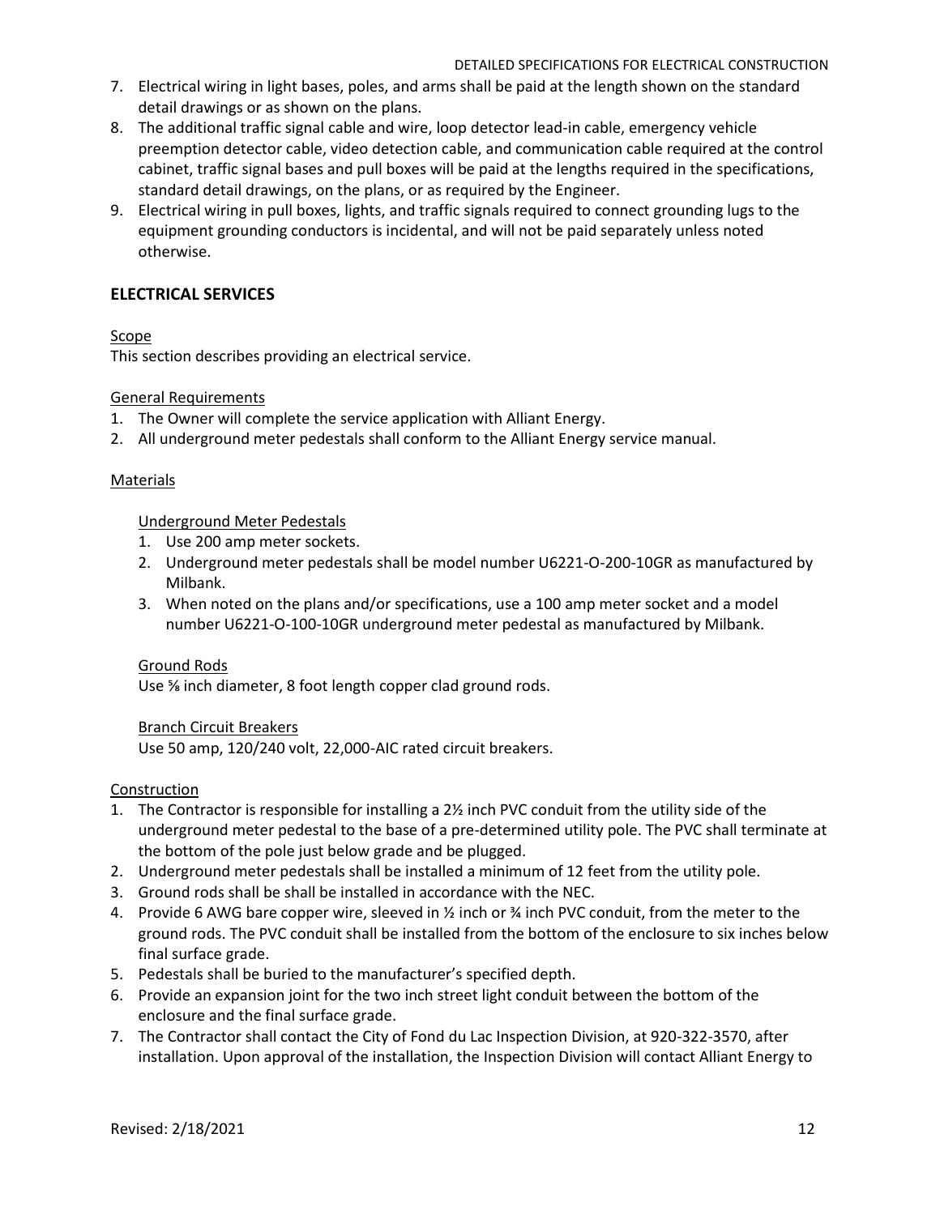7. Electrical wiring in light bases, poles, and arms shall be paid at the length shown on the standard detail drawings or as shown on the plans.
8. The additional traffic signal cable and wire, loop detector lead-in cable, emergency vehicle preemption detector cable, video detection cable, and communication cable required at the control cabinet, traffic signal bases and pull boxes will be paid at the lengths required in the specifications, standard detail drawings, on the plans, or as required by the Engineer.
9. Electrical wiring in pull boxes, lights, and traffic signals required to connect grounding lugs to the equipment grounding conductors is incidental, and will not be paid separately unless noted otherwise.

## ELECTRICAL SERVICES

Scope

This section describes providing an electrical service.

General Requirements

1. The Owner will complete the service application with Alliant Energy.
2. All underground meter pedestals shall conform to the Alliant Energy service manual.

Materials

Underground Meter Pedestals

1. Use 200 amp meter sockets.
2. Underground meter pedestals shall be model number U6221-O-200-10GR as manufactured by Milbank.
3. When noted on the plans and/or specifications, use a 100 amp meter socket and a model number U6221-O-100-10GR underground meter pedestal as manufactured by Milbank.

Ground Rods

Use ⅝ inch diameter, 8 foot length copper clad ground rods.

Branch Circuit Breakers

Use 50 amp, 120/240 volt, 22,000-AIC rated circuit breakers.

Construction

1. The Contractor is responsible for installing a 2½ inch PVC conduit from the utility side of the underground meter pedestal to the base of a pre-determined utility pole. The PVC shall terminate at the bottom of the pole just below grade and be plugged.
2. Underground meter pedestals shall be installed a minimum of 12 feet from the utility pole.
3. Ground rods shall be shall be installed in accordance with the NEC.
4. Provide 6 AWG bare copper wire, sleeved in ½ inch or ¾ inch PVC conduit, from the meter to the ground rods. The PVC conduit shall be installed from the bottom of the enclosure to six inches below final surface grade.
5. Pedestals shall be buried to the manufacturer's specified depth.
6. Provide an expansion joint for the two inch street light conduit between the bottom of the enclosure and the final surface grade.
7. The Contractor shall contact the City of Fond du Lac Inspection Division, at 920-322-3570, after installation. Upon approval of the installation, the Inspection Division will contact Alliant Energy to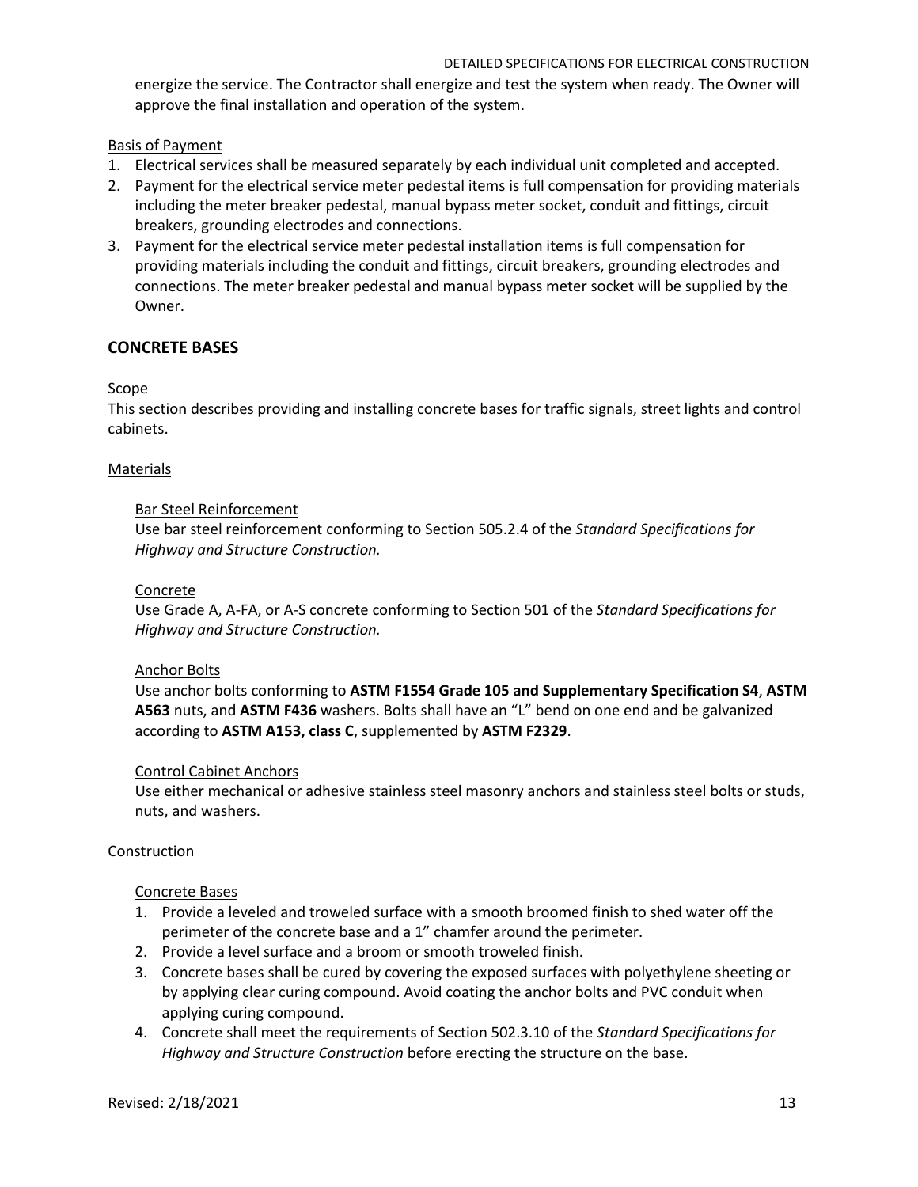energize the service. The Contractor shall energize and test the system when ready. The Owner will approve the final installation and operation of the system.

Basis of Payment

1. Electrical services shall be measured separately by each individual unit completed and accepted.
2. Payment for the electrical service meter pedestal items is full compensation for providing materials including the meter breaker pedestal, manual bypass meter socket, conduit and fittings, circuit breakers, grounding electrodes and connections.
3. Payment for the electrical service meter pedestal installation items is full compensation for providing materials including the conduit and fittings, circuit breakers, grounding electrodes and connections. The meter breaker pedestal and manual bypass meter socket will be supplied by the Owner.

## CONCRETE BASES

Scope

This section describes providing and installing concrete bases for traffic signals, street lights and control cabinets.

Materials

Bar Steel Reinforcement

Use bar steel reinforcement conforming to Section 505.2.4 of the *Standard Specifications for Highway and Structure Construction.*

Concrete

Use Grade A, A-FA, or A-S concrete conforming to Section 501 of the *Standard Specifications for Highway and Structure Construction.*

Anchor Bolts

Use anchor bolts conforming to **ASTM F1554 Grade 105 and Supplementary Specification S4**, **ASTM A563** nuts, and **ASTM F436** washers. Bolts shall have an "L" bend on one end and be galvanized according to **ASTM A153, class C**, supplemented by **ASTM F2329**.

Control Cabinet Anchors

Use either mechanical or adhesive stainless steel masonry anchors and stainless steel bolts or studs, nuts, and washers.

Construction

Concrete Bases

1. Provide a leveled and troweled surface with a smooth broomed finish to shed water off the perimeter of the concrete base and a 1" chamfer around the perimeter.
2. Provide a level surface and a broom or smooth troweled finish.
3. Concrete bases shall be cured by covering the exposed surfaces with polyethylene sheeting or by applying clear curing compound. Avoid coating the anchor bolts and PVC conduit when applying curing compound.
4. Concrete shall meet the requirements of Section 502.3.10 of the *Standard Specifications for Highway and Structure Construction* before erecting the structure on the base.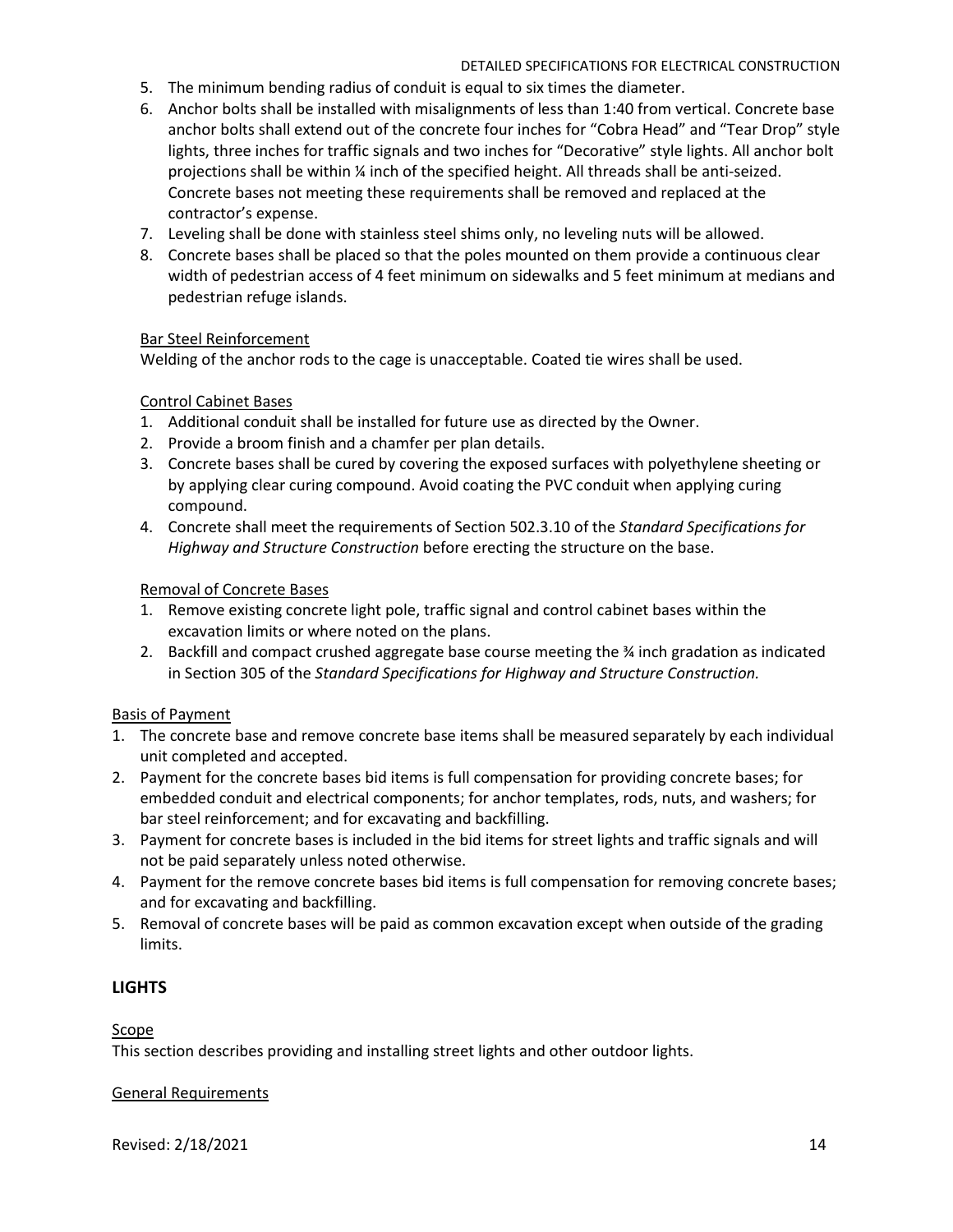5. The minimum bending radius of conduit is equal to six times the diameter.
6. Anchor bolts shall be installed with misalignments of less than 1:40 from vertical. Concrete base anchor bolts shall extend out of the concrete four inches for "Cobra Head" and "Tear Drop" style lights, three inches for traffic signals and two inches for "Decorative" style lights. All anchor bolt projections shall be within ¼ inch of the specified height. All threads shall be anti-seized. Concrete bases not meeting these requirements shall be removed and replaced at the contractor's expense.
7. Leveling shall be done with stainless steel shims only, no leveling nuts will be allowed.
8. Concrete bases shall be placed so that the poles mounted on them provide a continuous clear width of pedestrian access of 4 feet minimum on sidewalks and 5 feet minimum at medians and pedestrian refuge islands.

Bar Steel Reinforcement

Welding of the anchor rods to the cage is unacceptable. Coated tie wires shall be used.

Control Cabinet Bases

1. Additional conduit shall be installed for future use as directed by the Owner.
2. Provide a broom finish and a chamfer per plan details.
3. Concrete bases shall be cured by covering the exposed surfaces with polyethylene sheeting or by applying clear curing compound. Avoid coating the PVC conduit when applying curing compound.
4. Concrete shall meet the requirements of Section 502.3.10 of the *Standard Specifications for Highway and Structure Construction* before erecting the structure on the base.

Removal of Concrete Bases

1. Remove existing concrete light pole, traffic signal and control cabinet bases within the excavation limits or where noted on the plans.
2. Backfill and compact crushed aggregate base course meeting the ¾ inch gradation as indicated in Section 305 of the *Standard Specifications for Highway and Structure Construction.*

Basis of Payment

1. The concrete base and remove concrete base items shall be measured separately by each individual unit completed and accepted.
2. Payment for the concrete bases bid items is full compensation for providing concrete bases; for embedded conduit and electrical components; for anchor templates, rods, nuts, and washers; for bar steel reinforcement; and for excavating and backfilling.
3. Payment for concrete bases is included in the bid items for street lights and traffic signals and will not be paid separately unless noted otherwise.
4. Payment for the remove concrete bases bid items is full compensation for removing concrete bases; and for excavating and backfilling.
5. Removal of concrete bases will be paid as common excavation except when outside of the grading limits.

## LIGHTS

Scope

This section describes providing and installing street lights and other outdoor lights.

General Requirements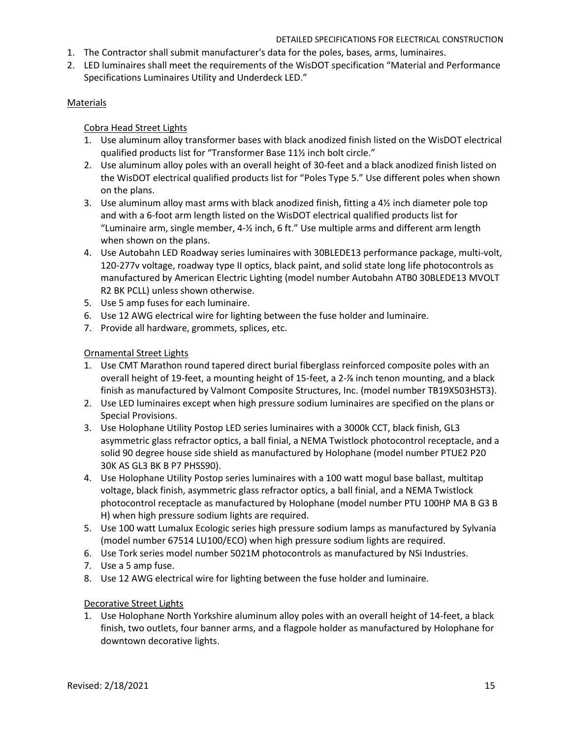1. The Contractor shall submit manufacturer's data for the poles, bases, arms, luminaires.
2. LED luminaires shall meet the requirements of the WisDOT specification "Material and Performance Specifications Luminaires Utility and Underdeck LED."

## Materials

### Cobra Head Street Lights

1. Use aluminum alloy transformer bases with black anodized finish listed on the WisDOT electrical qualified products list for "Transformer Base 11½ inch bolt circle."
2. Use aluminum alloy poles with an overall height of 30-feet and a black anodized finish listed on the WisDOT electrical qualified products list for "Poles Type 5." Use different poles when shown on the plans.
3. Use aluminum alloy mast arms with black anodized finish, fitting a 4½ inch diameter pole top and with a 6-foot arm length listed on the WisDOT electrical qualified products list for "Luminaire arm, single member, 4-½ inch, 6 ft." Use multiple arms and different arm length when shown on the plans.
4. Use Autobahn LED Roadway series luminaires with 30BLEDE13 performance package, multi-volt, 120-277v voltage, roadway type II optics, black paint, and solid state long life photocontrols as manufactured by American Electric Lighting (model number Autobahn ATB0 30BLEDE13 MVOLT R2 BK PCLL) unless shown otherwise.
5. Use 5 amp fuses for each luminaire.
6. Use 12 AWG electrical wire for lighting between the fuse holder and luminaire.
7. Provide all hardware, grommets, splices, etc.

### Ornamental Street Lights

1. Use CMT Marathon round tapered direct burial fiberglass reinforced composite poles with an overall height of 19-feet, a mounting height of 15-feet, a 2-⅞ inch tenon mounting, and a black finish as manufactured by Valmont Composite Structures, Inc. (model number TB19X503HST3).
2. Use LED luminaires except when high pressure sodium luminaires are specified on the plans or Special Provisions.
3. Use Holophane Utility Postop LED series luminaires with a 3000k CCT, black finish, GL3 asymmetric glass refractor optics, a ball finial, a NEMA Twistlock photocontrol receptacle, and a solid 90 degree house side shield as manufactured by Holophane (model number PTUE2 P20 30K AS GL3 BK B P7 PHSS90).
4. Use Holophane Utility Postop series luminaires with a 100 watt mogul base ballast, multitap voltage, black finish, asymmetric glass refractor optics, a ball finial, and a NEMA Twistlock photocontrol receptacle as manufactured by Holophane (model number PTU 100HP MA B G3 B H) when high pressure sodium lights are required.
5. Use 100 watt Lumalux Ecologic series high pressure sodium lamps as manufactured by Sylvania (model number 67514 LU100/ECO) when high pressure sodium lights are required.
6. Use Tork series model number 5021M photocontrols as manufactured by NSi Industries.
7. Use a 5 amp fuse.
8. Use 12 AWG electrical wire for lighting between the fuse holder and luminaire.

### Decorative Street Lights

1. Use Holophane North Yorkshire aluminum alloy poles with an overall height of 14-feet, a black finish, two outlets, four banner arms, and a flagpole holder as manufactured by Holophane for downtown decorative lights.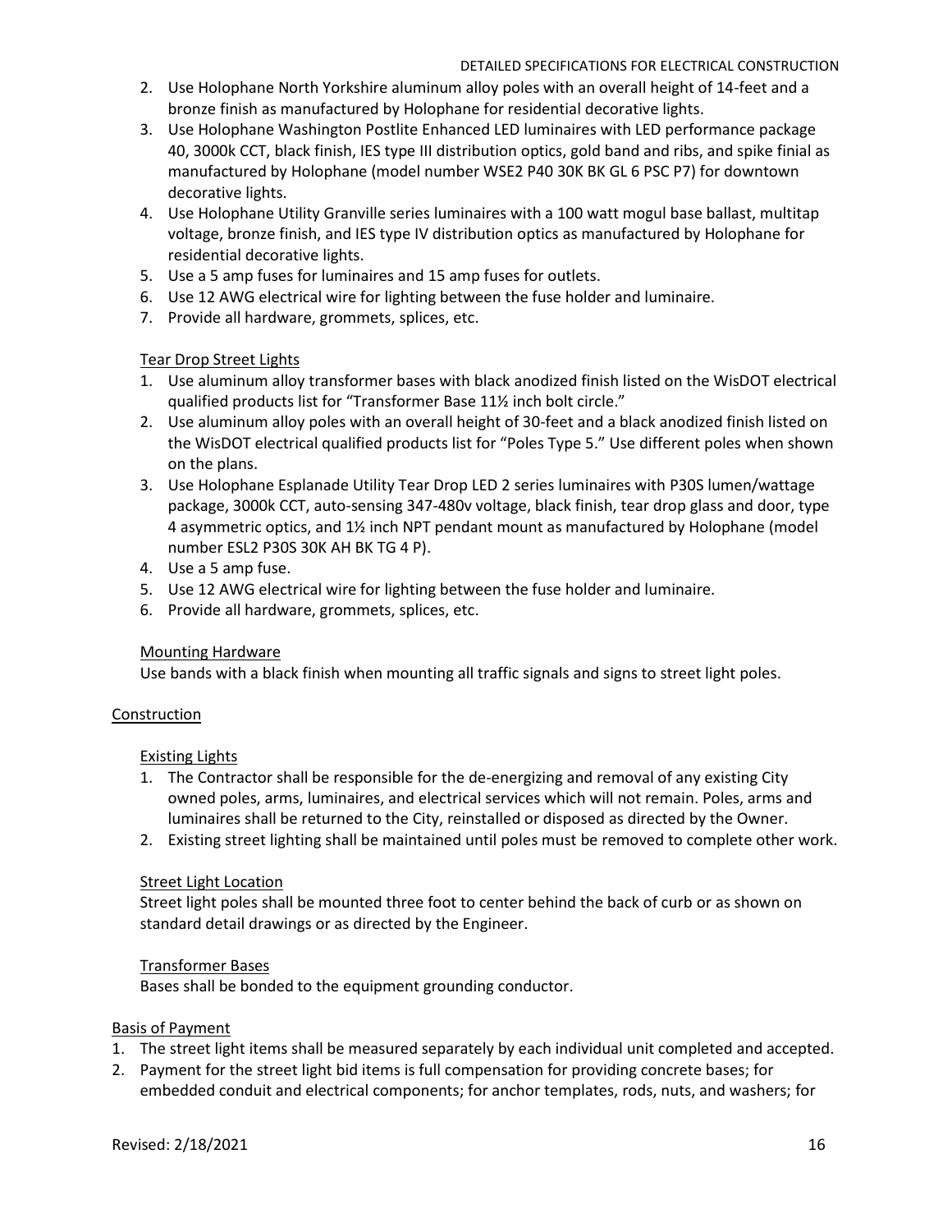2. Use Holophane North Yorkshire aluminum alloy poles with an overall height of 14-feet and a bronze finish as manufactured by Holophane for residential decorative lights.
3. Use Holophane Washington Postlite Enhanced LED luminaires with LED performance package 40, 3000k CCT, black finish, IES type III distribution optics, gold band and ribs, and spike finial as manufactured by Holophane (model number WSE2 P40 30K BK GL 6 PSC P7) for downtown decorative lights.
4. Use Holophane Utility Granville series luminaires with a 100 watt mogul base ballast, multitap voltage, bronze finish, and IES type IV distribution optics as manufactured by Holophane for residential decorative lights.
5. Use a 5 amp fuses for luminaires and 15 amp fuses for outlets.
6. Use 12 AWG electrical wire for lighting between the fuse holder and luminaire.
7. Provide all hardware, grommets, splices, etc.

Tear Drop Street Lights

1. Use aluminum alloy transformer bases with black anodized finish listed on the WisDOT electrical qualified products list for "Transformer Base 11½ inch bolt circle."
2. Use aluminum alloy poles with an overall height of 30-feet and a black anodized finish listed on the WisDOT electrical qualified products list for "Poles Type 5." Use different poles when shown on the plans.
3. Use Holophane Esplanade Utility Tear Drop LED 2 series luminaires with P30S lumen/wattage package, 3000k CCT, auto-sensing 347-480v voltage, black finish, tear drop glass and door, type 4 asymmetric optics, and 1½ inch NPT pendant mount as manufactured by Holophane (model number ESL2 P30S 30K AH BK TG 4 P).
4. Use a 5 amp fuse.
5. Use 12 AWG electrical wire for lighting between the fuse holder and luminaire.
6. Provide all hardware, grommets, splices, etc.

Mounting Hardware

Use bands with a black finish when mounting all traffic signals and signs to street light poles.

Construction

Existing Lights

1. The Contractor shall be responsible for the de-energizing and removal of any existing City owned poles, arms, luminaires, and electrical services which will not remain. Poles, arms and luminaires shall be returned to the City, reinstalled or disposed as directed by the Owner.
2. Existing street lighting shall be maintained until poles must be removed to complete other work.

Street Light Location

Street light poles shall be mounted three foot to center behind the back of curb or as shown on standard detail drawings or as directed by the Engineer.

Transformer Bases

Bases shall be bonded to the equipment grounding conductor.

Basis of Payment

1. The street light items shall be measured separately by each individual unit completed and accepted.
2. Payment for the street light bid items is full compensation for providing concrete bases; for embedded conduit and electrical components; for anchor templates, rods, nuts, and washers; for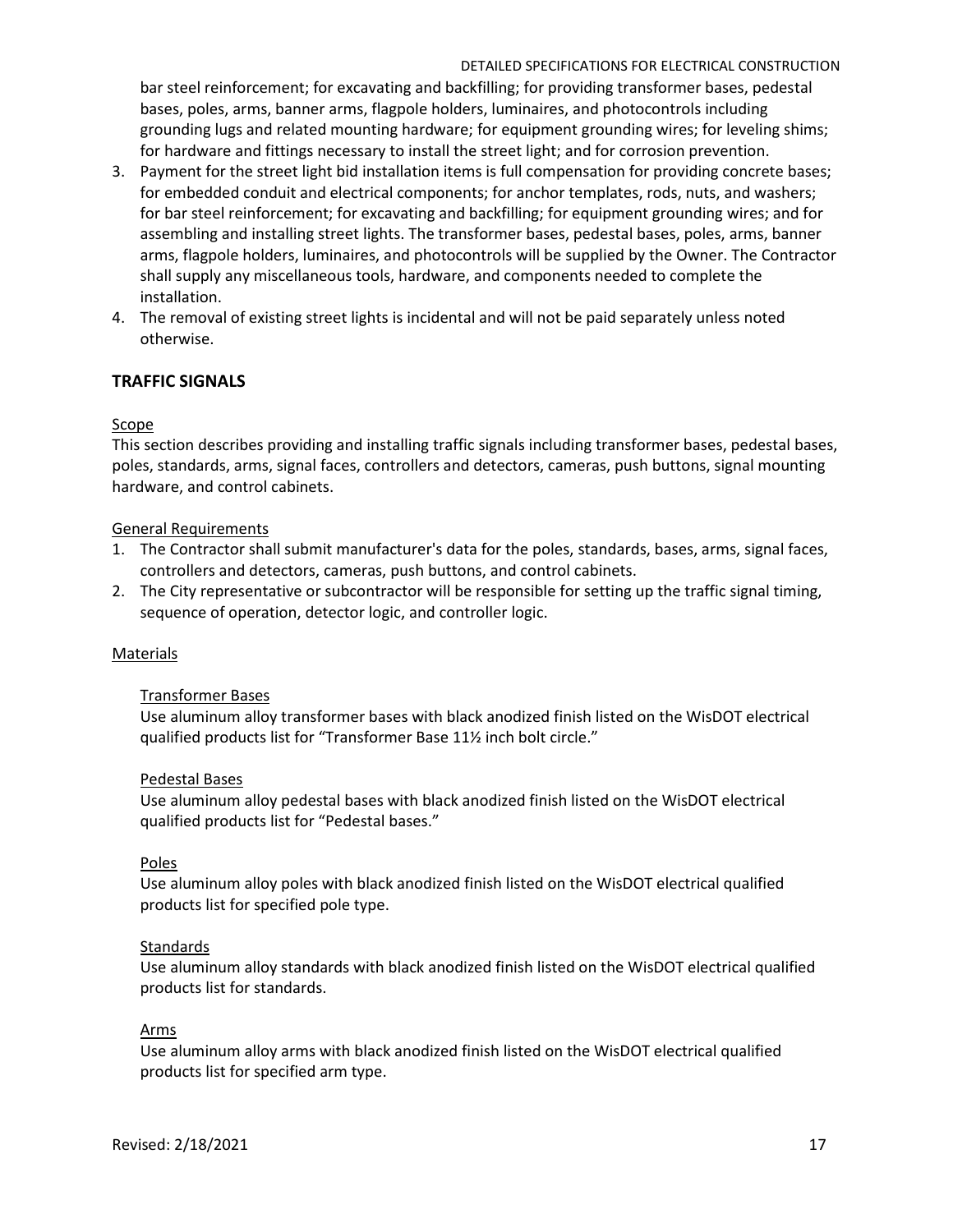bar steel reinforcement; for excavating and backfilling; for providing transformer bases, pedestal bases, poles, arms, banner arms, flagpole holders, luminaires, and photocontrols including grounding lugs and related mounting hardware; for equipment grounding wires; for leveling shims; for hardware and fittings necessary to install the street light; and for corrosion prevention.

3. Payment for the street light bid installation items is full compensation for providing concrete bases; for embedded conduit and electrical components; for anchor templates, rods, nuts, and washers; for bar steel reinforcement; for excavating and backfilling; for equipment grounding wires; and for assembling and installing street lights. The transformer bases, pedestal bases, poles, arms, banner arms, flagpole holders, luminaires, and photocontrols will be supplied by the Owner. The Contractor shall supply any miscellaneous tools, hardware, and components needed to complete the installation.
4. The removal of existing street lights is incidental and will not be paid separately unless noted otherwise.

## TRAFFIC SIGNALS

Scope

This section describes providing and installing traffic signals including transformer bases, pedestal bases, poles, standards, arms, signal faces, controllers and detectors, cameras, push buttons, signal mounting hardware, and control cabinets.

General Requirements

1. The Contractor shall submit manufacturer's data for the poles, standards, bases, arms, signal faces, controllers and detectors, cameras, push buttons, and control cabinets.
2. The City representative or subcontractor will be responsible for setting up the traffic signal timing, sequence of operation, detector logic, and controller logic.

Materials

Transformer Bases

Use aluminum alloy transformer bases with black anodized finish listed on the WisDOT electrical qualified products list for “Transformer Base 11½ inch bolt circle.”

Pedestal Bases

Use aluminum alloy pedestal bases with black anodized finish listed on the WisDOT electrical qualified products list for “Pedestal bases.”

Poles

Use aluminum alloy poles with black anodized finish listed on the WisDOT electrical qualified products list for specified pole type.

Standards

Use aluminum alloy standards with black anodized finish listed on the WisDOT electrical qualified products list for standards.

Arms

Use aluminum alloy arms with black anodized finish listed on the WisDOT electrical qualified products list for specified arm type.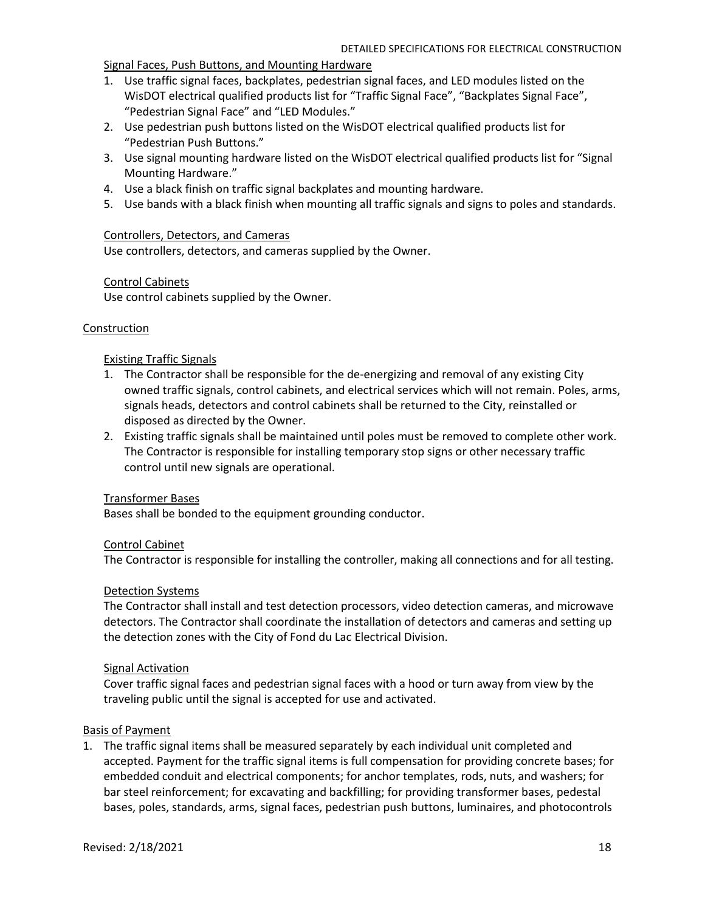Signal Faces, Push Buttons, and Mounting Hardware

1. Use traffic signal faces, backplates, pedestrian signal faces, and LED modules listed on the WisDOT electrical qualified products list for "Traffic Signal Face", "Backplates Signal Face", "Pedestrian Signal Face" and "LED Modules."
2. Use pedestrian push buttons listed on the WisDOT electrical qualified products list for "Pedestrian Push Buttons."
3. Use signal mounting hardware listed on the WisDOT electrical qualified products list for "Signal Mounting Hardware."
4. Use a black finish on traffic signal backplates and mounting hardware.
5. Use bands with a black finish when mounting all traffic signals and signs to poles and standards.

Controllers, Detectors, and Cameras

Use controllers, detectors, and cameras supplied by the Owner.

Control Cabinets

Use control cabinets supplied by the Owner.

## Construction

Existing Traffic Signals

1. The Contractor shall be responsible for the de-energizing and removal of any existing City owned traffic signals, control cabinets, and electrical services which will not remain. Poles, arms, signals heads, detectors and control cabinets shall be returned to the City, reinstalled or disposed as directed by the Owner.
2. Existing traffic signals shall be maintained until poles must be removed to complete other work. The Contractor is responsible for installing temporary stop signs or other necessary traffic control until new signals are operational.

Transformer Bases

Bases shall be bonded to the equipment grounding conductor.

Control Cabinet

The Contractor is responsible for installing the controller, making all connections and for all testing.

Detection Systems

The Contractor shall install and test detection processors, video detection cameras, and microwave detectors. The Contractor shall coordinate the installation of detectors and cameras and setting up the detection zones with the City of Fond du Lac Electrical Division.

Signal Activation

Cover traffic signal faces and pedestrian signal faces with a hood or turn away from view by the traveling public until the signal is accepted for use and activated.

## Basis of Payment

1. The traffic signal items shall be measured separately by each individual unit completed and accepted. Payment for the traffic signal items is full compensation for providing concrete bases; for embedded conduit and electrical components; for anchor templates, rods, nuts, and washers; for bar steel reinforcement; for excavating and backfilling; for providing transformer bases, pedestal bases, poles, standards, arms, signal faces, pedestrian push buttons, luminaires, and photocontrols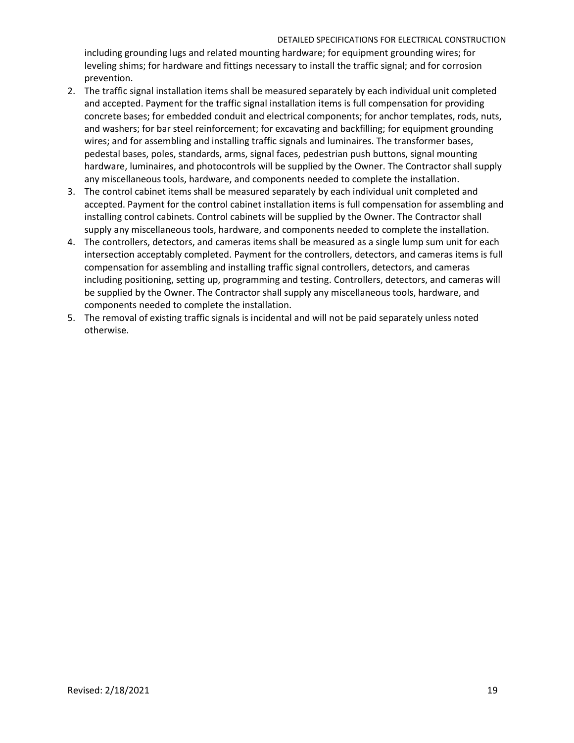including grounding lugs and related mounting hardware; for equipment grounding wires; for leveling shims; for hardware and fittings necessary to install the traffic signal; and for corrosion prevention.

2. The traffic signal installation items shall be measured separately by each individual unit completed and accepted. Payment for the traffic signal installation items is full compensation for providing concrete bases; for embedded conduit and electrical components; for anchor templates, rods, nuts, and washers; for bar steel reinforcement; for excavating and backfilling; for equipment grounding wires; and for assembling and installing traffic signals and luminaires. The transformer bases, pedestal bases, poles, standards, arms, signal faces, pedestrian push buttons, signal mounting hardware, luminaires, and photocontrols will be supplied by the Owner. The Contractor shall supply any miscellaneous tools, hardware, and components needed to complete the installation.
3. The control cabinet items shall be measured separately by each individual unit completed and accepted. Payment for the control cabinet installation items is full compensation for assembling and installing control cabinets. Control cabinets will be supplied by the Owner. The Contractor shall supply any miscellaneous tools, hardware, and components needed to complete the installation.
4. The controllers, detectors, and cameras items shall be measured as a single lump sum unit for each intersection acceptably completed. Payment for the controllers, detectors, and cameras items is full compensation for assembling and installing traffic signal controllers, detectors, and cameras including positioning, setting up, programming and testing. Controllers, detectors, and cameras will be supplied by the Owner. The Contractor shall supply any miscellaneous tools, hardware, and components needed to complete the installation.
5. The removal of existing traffic signals is incidental and will not be paid separately unless noted otherwise.